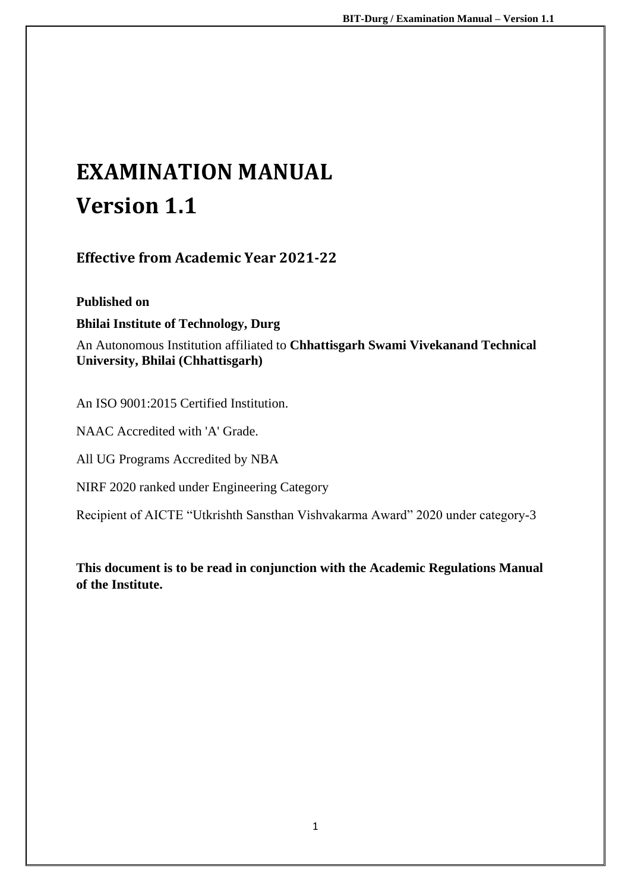# EXAMINATION MANUAL

# Version 1.1

## Effective from Academic Year 2021-22

**Published on**

**Bhilai Institute of Technology, Durg**

An Autonomous Institution affiliated to **Chhattisgarh Swami Vivekanand Technical University, Bhilai (Chhattisgarh)**

An ISO 9001:2015 Certified Institution.

NAAC Accredited with 'A' Grade.

All UG Programs Accredited by NBA

NIRF 2020 ranked under Engineering Category

Recipient of AICTE "Utkrishth Sansthan Vishvakarma Award" 2020 under category-3

**This document is to be read in conjunction with the Academic Regulations Manual of the Institute.**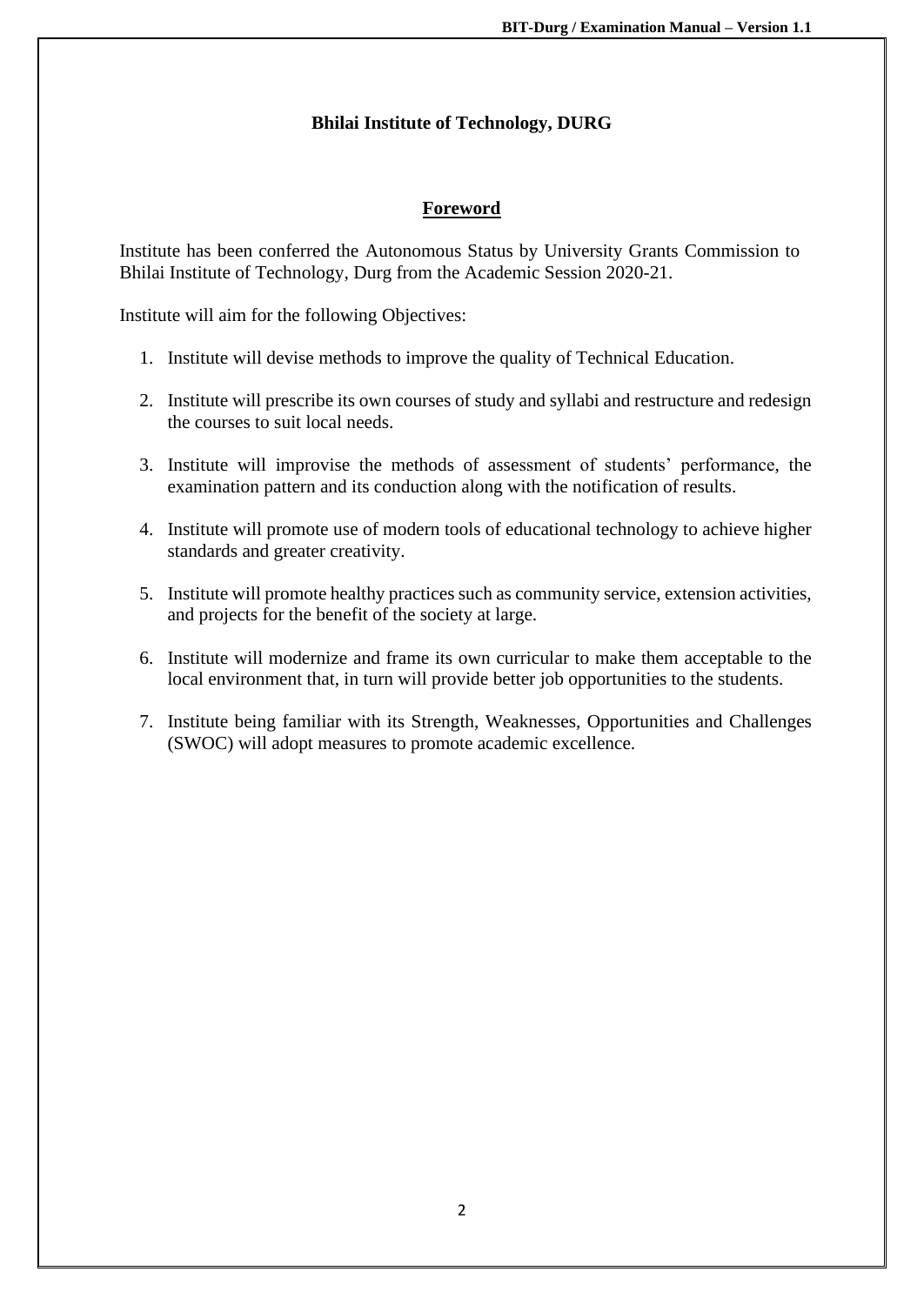**Bhilai Institute of Technology, DURG**

## Foreword

Institute has been conferred the Autonomous Status by University Grants Commission to Bhilai Institute of Technology, Durg from the Academic Session 2020-21.

Institute will aim for the following Objectives:

1. Institute will devise methods to improve the quality of Technical Education.
2. Institute will prescribe its own courses of study and syllabi and restructure and redesign the courses to suit local needs.
3. Institute will improvise the methods of assessment of students' performance, the examination pattern and its conduction along with the notification of results.
4. Institute will promote use of modern tools of educational technology to achieve higher standards and greater creativity.
5. Institute will promote healthy practices such as community service, extension activities, and projects for the benefit of the society at large.
6. Institute will modernize and frame its own curricular to make them acceptable to the local environment that, in turn will provide better job opportunities to the students.
7. Institute being familiar with its Strength, Weaknesses, Opportunities and Challenges (SWOC) will adopt measures to promote academic excellence.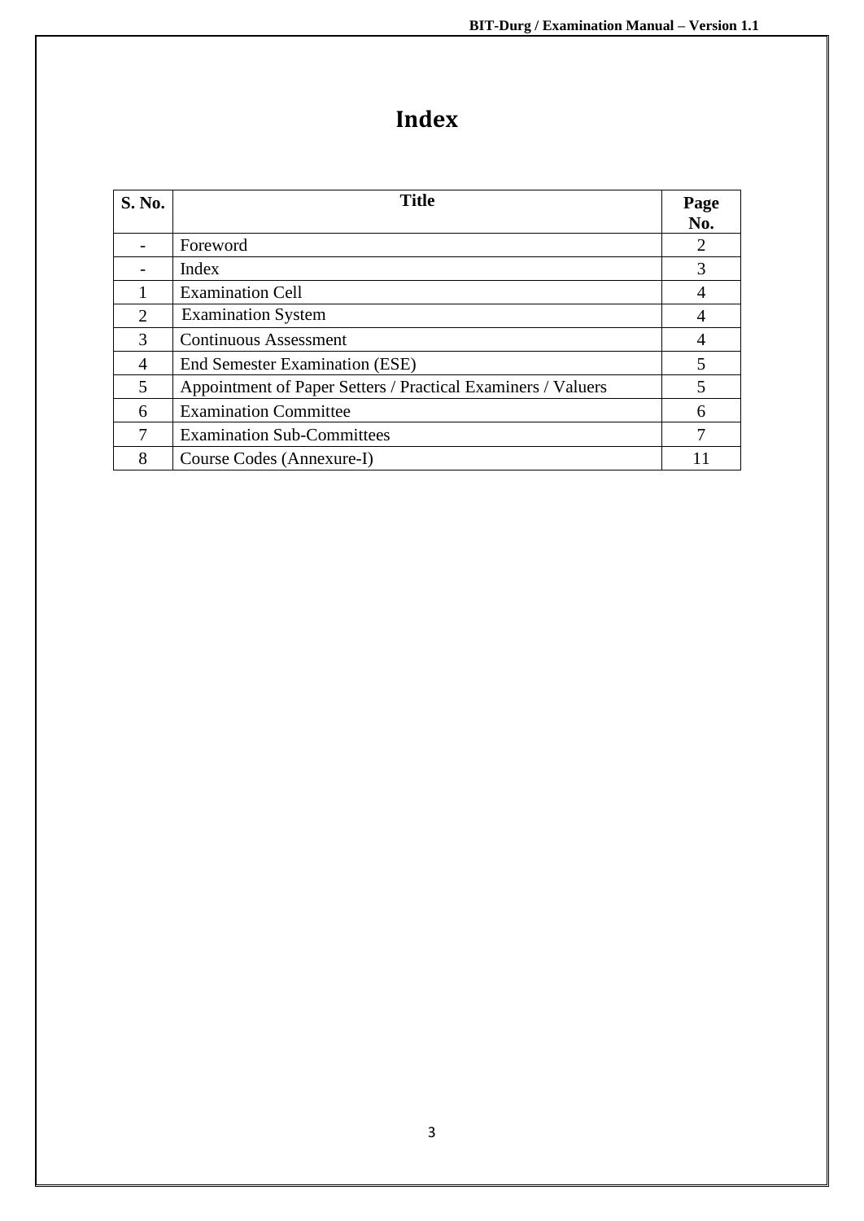# Index

| S. No. | Title | Page No. |
|---|---|---|
| - | Foreword | 2 |
| - | Index | 3 |
| 1 | Examination Cell | 4 |
| 2 | Examination System | 4 |
| 3 | Continuous Assessment | 4 |
| 4 | End Semester Examination (ESE) | 5 |
| 5 | Appointment of Paper Setters / Practical Examiners / Valuers | 5 |
| 6 | Examination Committee | 6 |
| 7 | Examination Sub-Committees | 7 |
| 8 | Course Codes (Annexure-I) | 11 |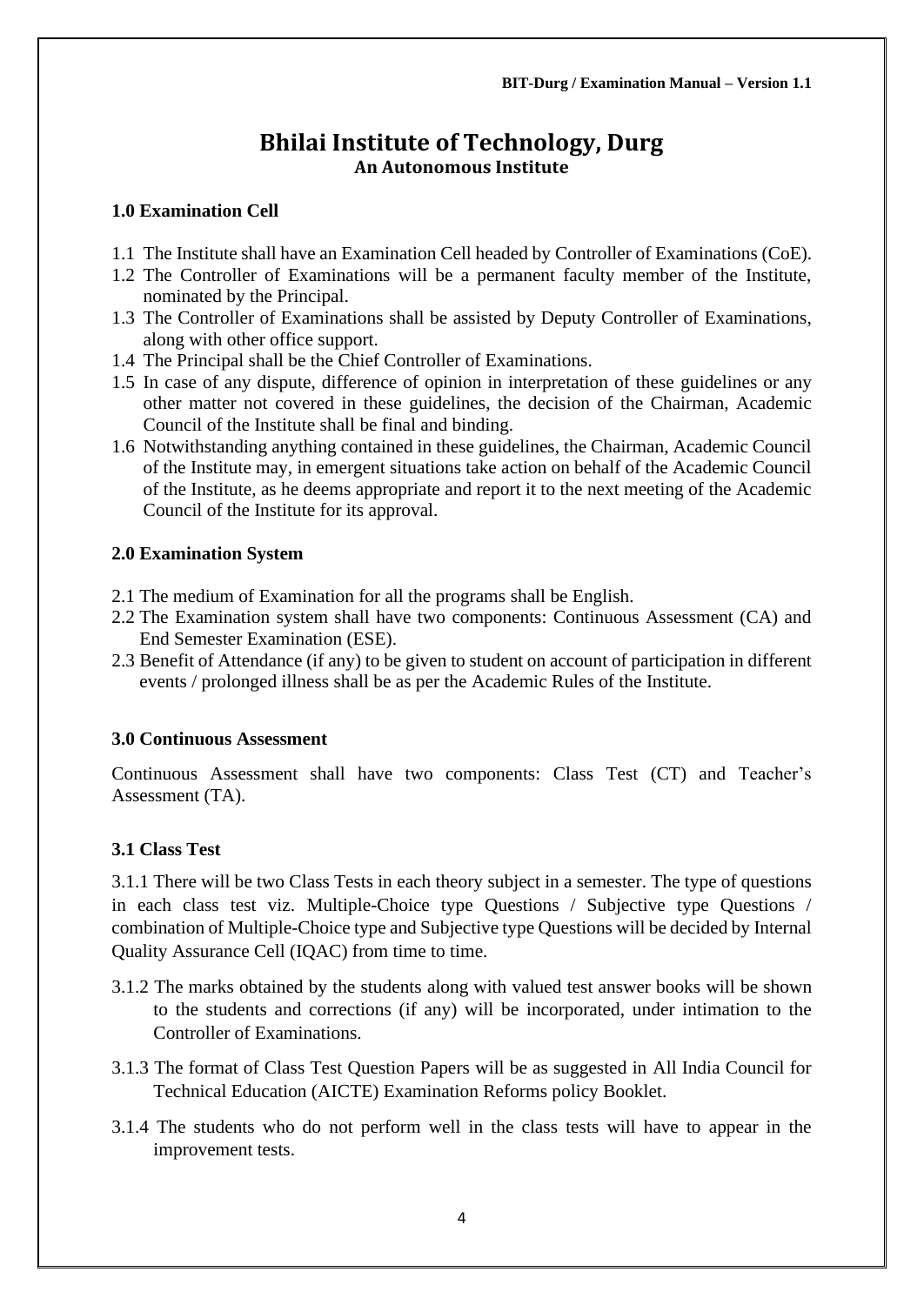# Bhilai Institute of Technology, Durg

**An Autonomous Institute**

### 1.0 Examination Cell

1.1 The Institute shall have an Examination Cell headed by Controller of Examinations (CoE).

1.2 The Controller of Examinations will be a permanent faculty member of the Institute, nominated by the Principal.

1.3 The Controller of Examinations shall be assisted by Deputy Controller of Examinations, along with other office support.

1.4 The Principal shall be the Chief Controller of Examinations.

1.5 In case of any dispute, difference of opinion in interpretation of these guidelines or any other matter not covered in these guidelines, the decision of the Chairman, Academic Council of the Institute shall be final and binding.

1.6 Notwithstanding anything contained in these guidelines, the Chairman, Academic Council of the Institute may, in emergent situations take action on behalf of the Academic Council of the Institute, as he deems appropriate and report it to the next meeting of the Academic Council of the Institute for its approval.

### 2.0 Examination System

2.1 The medium of Examination for all the programs shall be English.

2.2 The Examination system shall have two components: Continuous Assessment (CA) and End Semester Examination (ESE).

2.3 Benefit of Attendance (if any) to be given to student on account of participation in different events / prolonged illness shall be as per the Academic Rules of the Institute.

### 3.0 Continuous Assessment

Continuous Assessment shall have two components: Class Test (CT) and Teacher's Assessment (TA).

### 3.1 Class Test

3.1.1 There will be two Class Tests in each theory subject in a semester. The type of questions in each class test viz. Multiple-Choice type Questions / Subjective type Questions / combination of Multiple-Choice type and Subjective type Questions will be decided by Internal Quality Assurance Cell (IQAC) from time to time.

3.1.2 The marks obtained by the students along with valued test answer books will be shown to the students and corrections (if any) will be incorporated, under intimation to the Controller of Examinations.

3.1.3 The format of Class Test Question Papers will be as suggested in All India Council for Technical Education (AICTE) Examination Reforms policy Booklet.

3.1.4 The students who do not perform well in the class tests will have to appear in the improvement tests.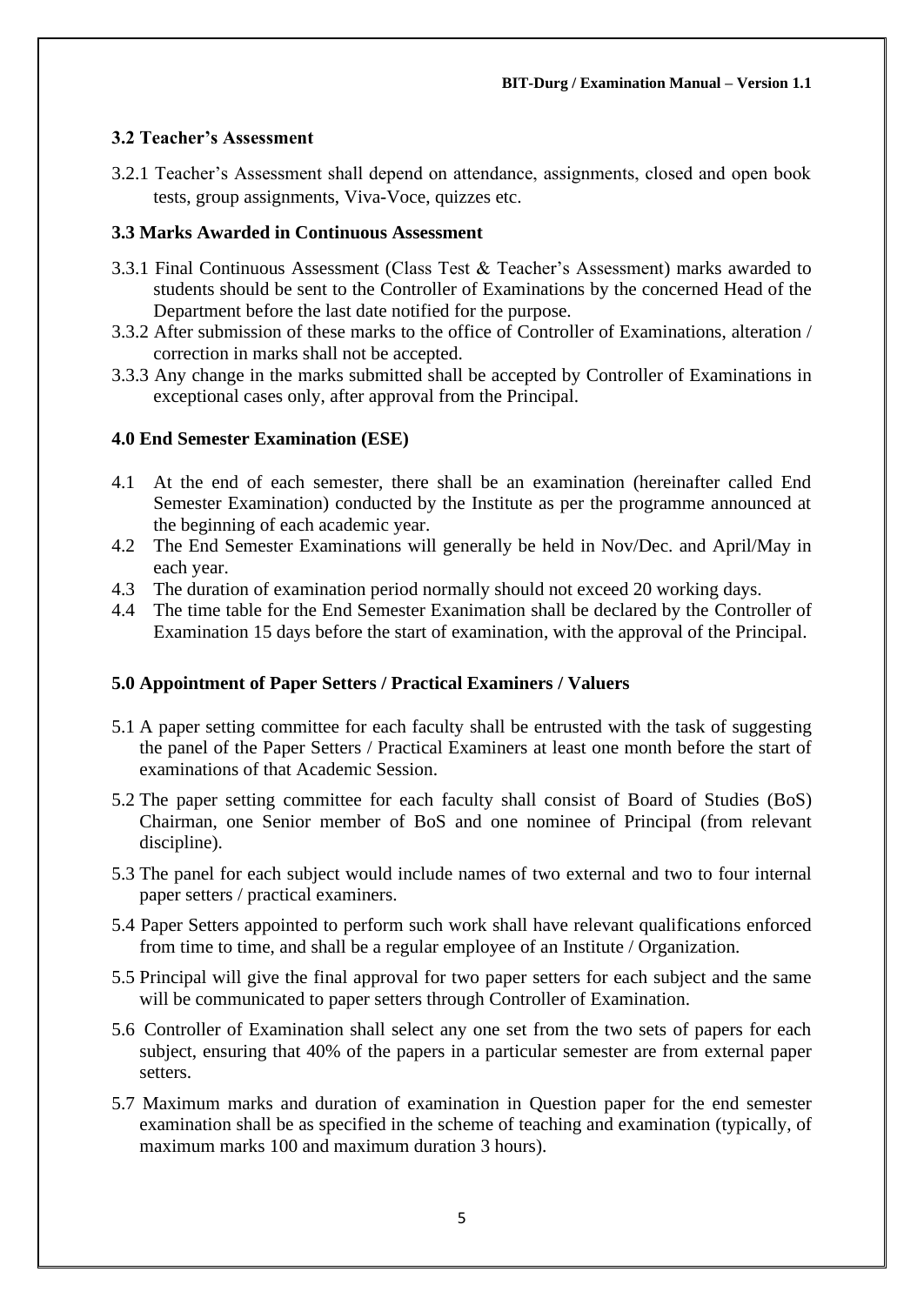### 3.2 Teacher's Assessment

3.2.1 Teacher's Assessment shall depend on attendance, assignments, closed and open book tests, group assignments, Viva-Voce, quizzes etc.

### 3.3 Marks Awarded in Continuous Assessment

3.3.1 Final Continuous Assessment (Class Test & Teacher's Assessment) marks awarded to students should be sent to the Controller of Examinations by the concerned Head of the Department before the last date notified for the purpose.

3.3.2 After submission of these marks to the office of Controller of Examinations, alteration / correction in marks shall not be accepted.

3.3.3 Any change in the marks submitted shall be accepted by Controller of Examinations in exceptional cases only, after approval from the Principal.

## 4.0 End Semester Examination (ESE)

4.1 At the end of each semester, there shall be an examination (hereinafter called End Semester Examination) conducted by the Institute as per the programme announced at the beginning of each academic year.

4.2 The End Semester Examinations will generally be held in Nov/Dec. and April/May in each year.

4.3 The duration of examination period normally should not exceed 20 working days.

4.4 The time table for the End Semester Exanimation shall be declared by the Controller of Examination 15 days before the start of examination, with the approval of the Principal.

## 5.0 Appointment of Paper Setters / Practical Examiners / Valuers

5.1 A paper setting committee for each faculty shall be entrusted with the task of suggesting the panel of the Paper Setters / Practical Examiners at least one month before the start of examinations of that Academic Session.

5.2 The paper setting committee for each faculty shall consist of Board of Studies (BoS) Chairman, one Senior member of BoS and one nominee of Principal (from relevant discipline).

5.3 The panel for each subject would include names of two external and two to four internal paper setters / practical examiners.

5.4 Paper Setters appointed to perform such work shall have relevant qualifications enforced from time to time, and shall be a regular employee of an Institute / Organization.

5.5 Principal will give the final approval for two paper setters for each subject and the same will be communicated to paper setters through Controller of Examination.

5.6 Controller of Examination shall select any one set from the two sets of papers for each subject, ensuring that 40% of the papers in a particular semester are from external paper setters.

5.7 Maximum marks and duration of examination in Question paper for the end semester examination shall be as specified in the scheme of teaching and examination (typically, of maximum marks 100 and maximum duration 3 hours).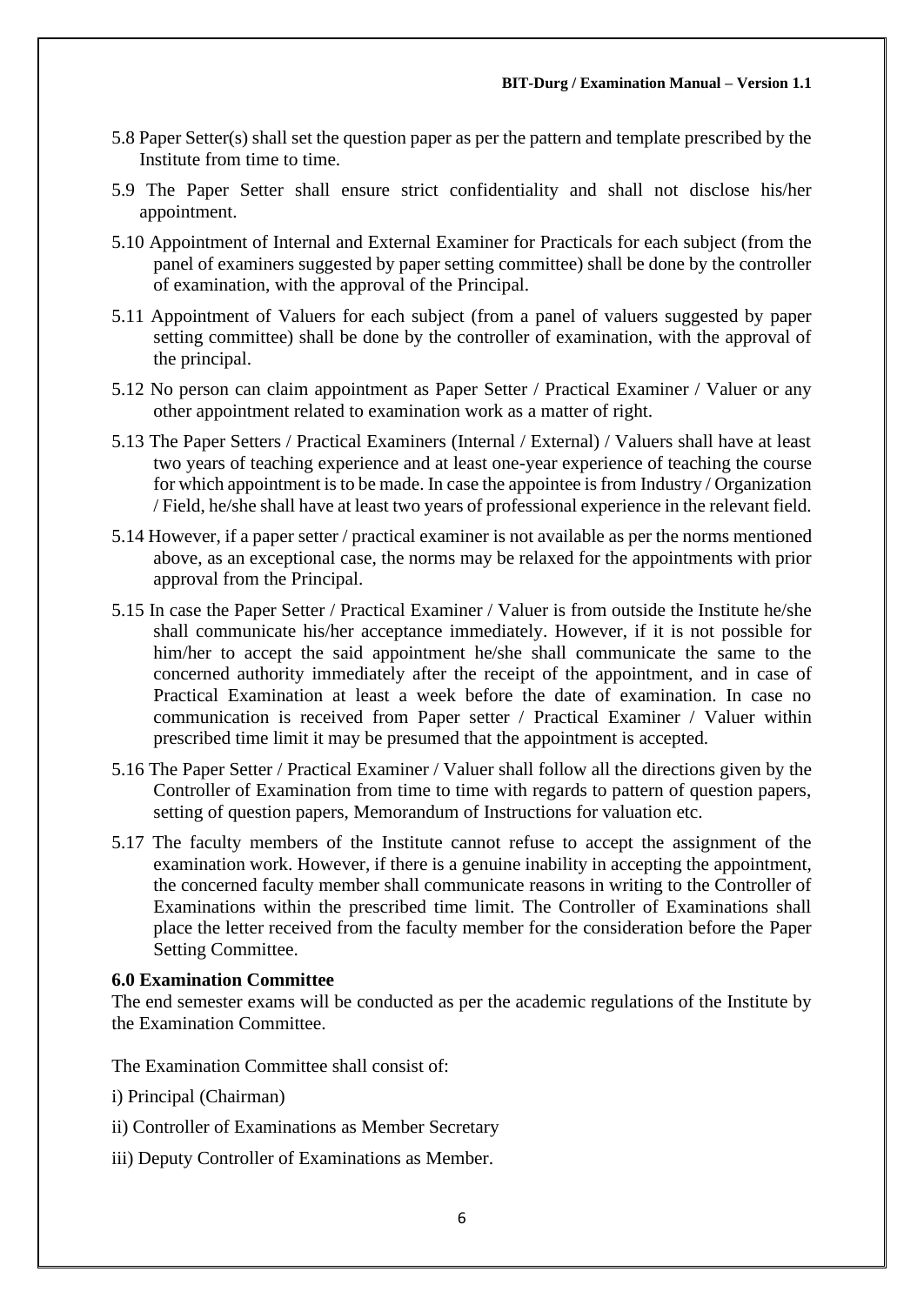5.8 Paper Setter(s) shall set the question paper as per the pattern and template prescribed by the Institute from time to time.

5.9 The Paper Setter shall ensure strict confidentiality and shall not disclose his/her appointment.

5.10 Appointment of Internal and External Examiner for Practicals for each subject (from the panel of examiners suggested by paper setting committee) shall be done by the controller of examination, with the approval of the Principal.

5.11 Appointment of Valuers for each subject (from a panel of valuers suggested by paper setting committee) shall be done by the controller of examination, with the approval of the principal.

5.12 No person can claim appointment as Paper Setter / Practical Examiner / Valuer or any other appointment related to examination work as a matter of right.

5.13 The Paper Setters / Practical Examiners (Internal / External) / Valuers shall have at least two years of teaching experience and at least one-year experience of teaching the course for which appointment is to be made. In case the appointee is from Industry / Organization / Field, he/she shall have at least two years of professional experience in the relevant field.

5.14 However, if a paper setter / practical examiner is not available as per the norms mentioned above, as an exceptional case, the norms may be relaxed for the appointments with prior approval from the Principal.

5.15 In case the Paper Setter / Practical Examiner / Valuer is from outside the Institute he/she shall communicate his/her acceptance immediately. However, if it is not possible for him/her to accept the said appointment he/she shall communicate the same to the concerned authority immediately after the receipt of the appointment, and in case of Practical Examination at least a week before the date of examination. In case no communication is received from Paper setter / Practical Examiner / Valuer within prescribed time limit it may be presumed that the appointment is accepted.

5.16 The Paper Setter / Practical Examiner / Valuer shall follow all the directions given by the Controller of Examination from time to time with regards to pattern of question papers, setting of question papers, Memorandum of Instructions for valuation etc.

5.17 The faculty members of the Institute cannot refuse to accept the assignment of the examination work. However, if there is a genuine inability in accepting the appointment, the concerned faculty member shall communicate reasons in writing to the Controller of Examinations within the prescribed time limit. The Controller of Examinations shall place the letter received from the faculty member for the consideration before the Paper Setting Committee.

**6.0 Examination Committee**

The end semester exams will be conducted as per the academic regulations of the Institute by the Examination Committee.

The Examination Committee shall consist of:

i) Principal (Chairman)

ii) Controller of Examinations as Member Secretary

iii) Deputy Controller of Examinations as Member.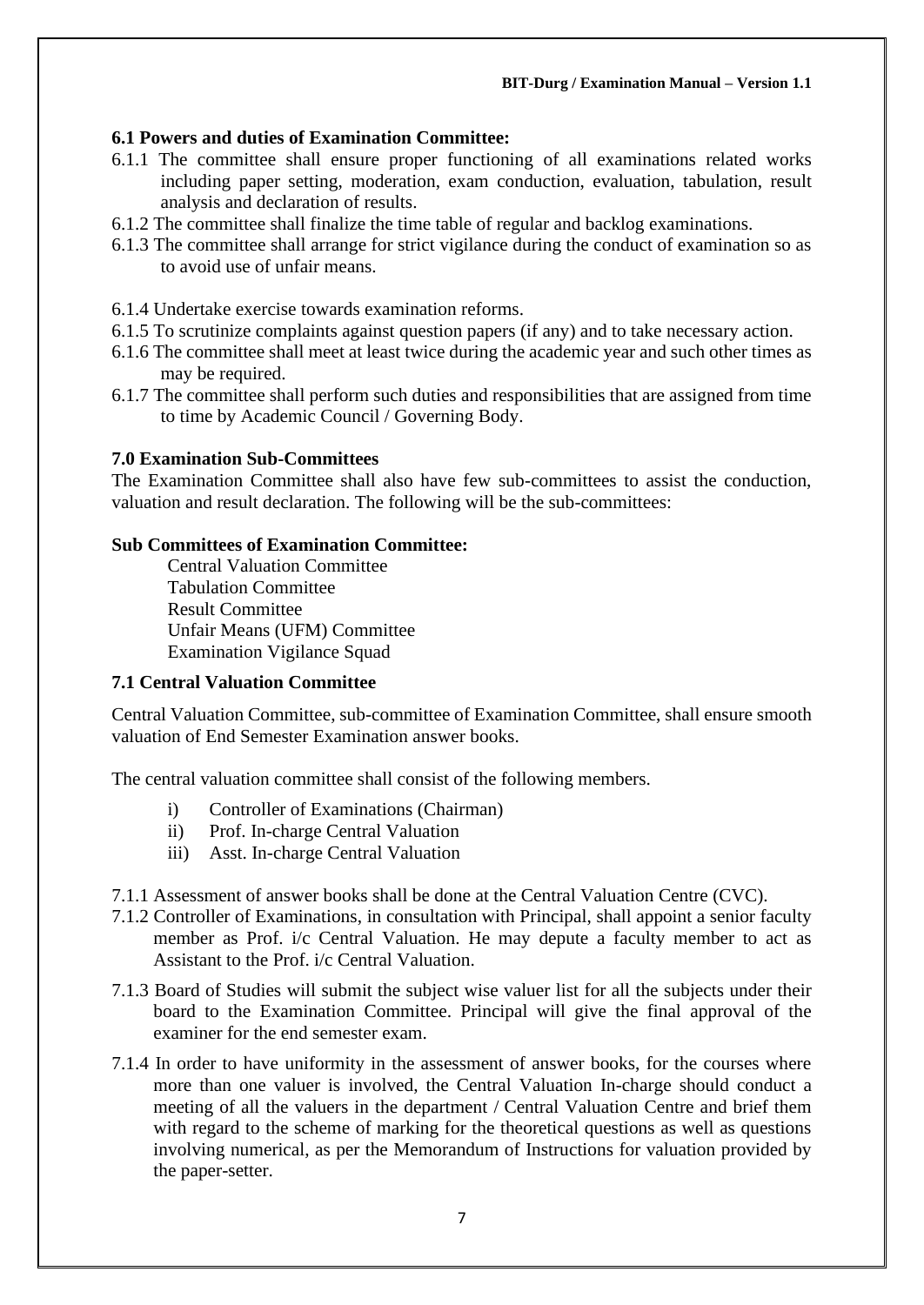### 6.1 Powers and duties of Examination Committee:

6.1.1 The committee shall ensure proper functioning of all examinations related works including paper setting, moderation, exam conduction, evaluation, tabulation, result analysis and declaration of results.

6.1.2 The committee shall finalize the time table of regular and backlog examinations.

6.1.3 The committee shall arrange for strict vigilance during the conduct of examination so as to avoid use of unfair means.

6.1.4 Undertake exercise towards examination reforms.

6.1.5 To scrutinize complaints against question papers (if any) and to take necessary action.

6.1.6 The committee shall meet at least twice during the academic year and such other times as may be required.

6.1.7 The committee shall perform such duties and responsibilities that are assigned from time to time by Academic Council / Governing Body.

## 7.0 Examination Sub-Committees

The Examination Committee shall also have few sub-committees to assist the conduction, valuation and result declaration. The following will be the sub-committees:

**Sub Committees of Examination Committee:**

- Central Valuation Committee
- Tabulation Committee
- Result Committee
- Unfair Means (UFM) Committee
- Examination Vigilance Squad

### 7.1 Central Valuation Committee

Central Valuation Committee, sub-committee of Examination Committee, shall ensure smooth valuation of End Semester Examination answer books.

The central valuation committee shall consist of the following members.

i) Controller of Examinations (Chairman)
ii) Prof. In-charge Central Valuation
iii) Asst. In-charge Central Valuation

7.1.1 Assessment of answer books shall be done at the Central Valuation Centre (CVC).

7.1.2 Controller of Examinations, in consultation with Principal, shall appoint a senior faculty member as Prof. i/c Central Valuation. He may depute a faculty member to act as Assistant to the Prof. i/c Central Valuation.

7.1.3 Board of Studies will submit the subject wise valuer list for all the subjects under their board to the Examination Committee. Principal will give the final approval of the examiner for the end semester exam.

7.1.4 In order to have uniformity in the assessment of answer books, for the courses where more than one valuer is involved, the Central Valuation In-charge should conduct a meeting of all the valuers in the department / Central Valuation Centre and brief them with regard to the scheme of marking for the theoretical questions as well as questions involving numerical, as per the Memorandum of Instructions for valuation provided by the paper-setter.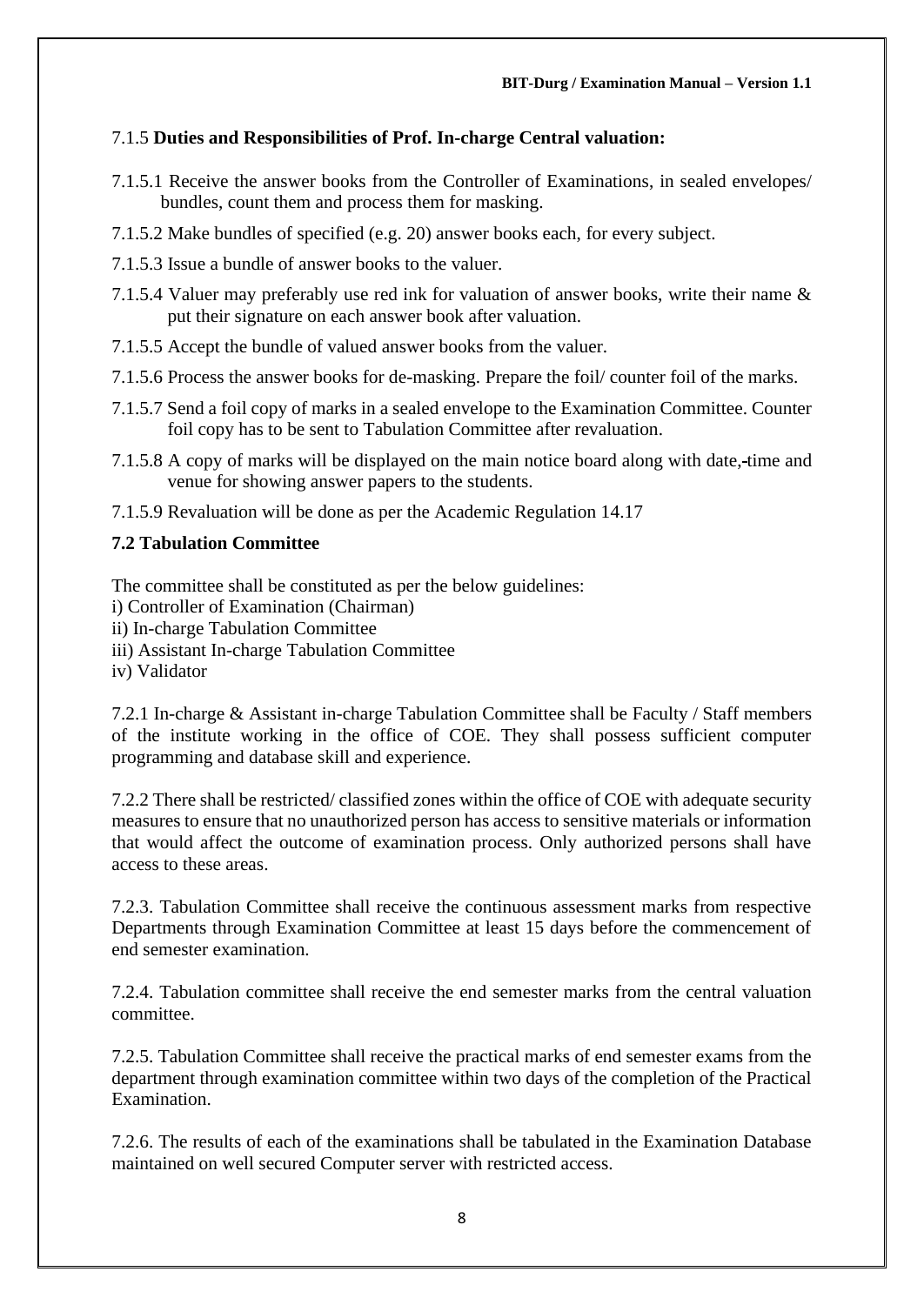7.1.5 **Duties and Responsibilities of Prof. In-charge Central valuation:**

7.1.5.1 Receive the answer books from the Controller of Examinations, in sealed envelopes/ bundles, count them and process them for masking.

7.1.5.2 Make bundles of specified (e.g. 20) answer books each, for every subject.

7.1.5.3 Issue a bundle of answer books to the valuer.

7.1.5.4 Valuer may preferably use red ink for valuation of answer books, write their name & put their signature on each answer book after valuation.

7.1.5.5 Accept the bundle of valued answer books from the valuer.

7.1.5.6 Process the answer books for de-masking. Prepare the foil/ counter foil of the marks.

7.1.5.7 Send a foil copy of marks in a sealed envelope to the Examination Committee. Counter foil copy has to be sent to Tabulation Committee after revaluation.

7.1.5.8 A copy of marks will be displayed on the main notice board along with date, time and venue for showing answer papers to the students.

7.1.5.9 Revaluation will be done as per the Academic Regulation 14.17

**7.2 Tabulation Committee**

The committee shall be constituted as per the below guidelines:
i) Controller of Examination (Chairman)
ii) In-charge Tabulation Committee
iii) Assistant In-charge Tabulation Committee
iv) Validator

7.2.1 In-charge & Assistant in-charge Tabulation Committee shall be Faculty / Staff members of the institute working in the office of COE. They shall possess sufficient computer programming and database skill and experience.

7.2.2 There shall be restricted/ classified zones within the office of COE with adequate security measures to ensure that no unauthorized person has access to sensitive materials or information that would affect the outcome of examination process. Only authorized persons shall have access to these areas.

7.2.3. Tabulation Committee shall receive the continuous assessment marks from respective Departments through Examination Committee at least 15 days before the commencement of end semester examination.

7.2.4. Tabulation committee shall receive the end semester marks from the central valuation committee.

7.2.5. Tabulation Committee shall receive the practical marks of end semester exams from the department through examination committee within two days of the completion of the Practical Examination.

7.2.6. The results of each of the examinations shall be tabulated in the Examination Database maintained on well secured Computer server with restricted access.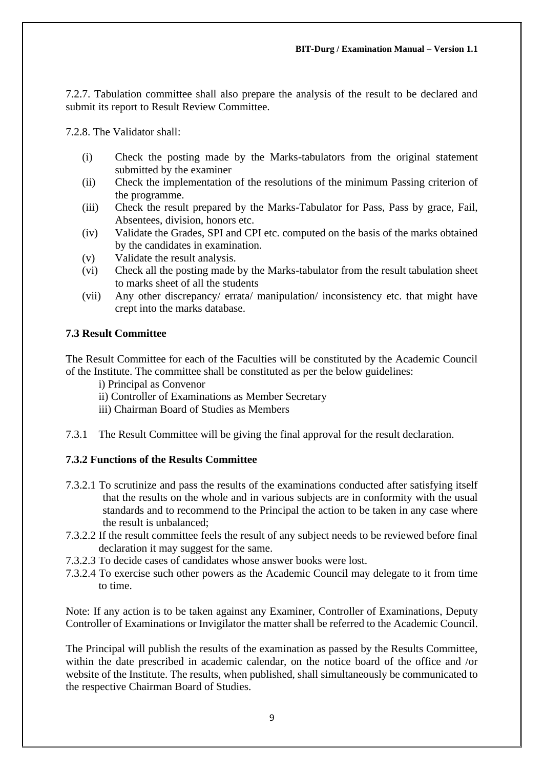7.2.7. Tabulation committee shall also prepare the analysis of the result to be declared and submit its report to Result Review Committee.

7.2.8. The Validator shall:

(i) Check the posting made by the Marks-tabulators from the original statement submitted by the examiner

(ii) Check the implementation of the resolutions of the minimum Passing criterion of the programme.

(iii) Check the result prepared by the Marks-Tabulator for Pass, Pass by grace, Fail, Absentees, division, honors etc.

(iv) Validate the Grades, SPI and CPI etc. computed on the basis of the marks obtained by the candidates in examination.

(v) Validate the result analysis.

(vi) Check all the posting made by the Marks-tabulator from the result tabulation sheet to marks sheet of all the students

(vii) Any other discrepancy/ errata/ manipulation/ inconsistency etc. that might have crept into the marks database.

### 7.3 Result Committee

The Result Committee for each of the Faculties will be constituted by the Academic Council of the Institute. The committee shall be constituted as per the below guidelines:

i) Principal as Convenor

ii) Controller of Examinations as Member Secretary

iii) Chairman Board of Studies as Members

7.3.1 The Result Committee will be giving the final approval for the result declaration.

### 7.3.2 Functions of the Results Committee

7.3.2.1 To scrutinize and pass the results of the examinations conducted after satisfying itself that the results on the whole and in various subjects are in conformity with the usual standards and to recommend to the Principal the action to be taken in any case where the result is unbalanced;

7.3.2.2 If the result committee feels the result of any subject needs to be reviewed before final declaration it may suggest for the same.

7.3.2.3 To decide cases of candidates whose answer books were lost.

7.3.2.4 To exercise such other powers as the Academic Council may delegate to it from time to time.

Note: If any action is to be taken against any Examiner, Controller of Examinations, Deputy Controller of Examinations or Invigilator the matter shall be referred to the Academic Council.

The Principal will publish the results of the examination as passed by the Results Committee, within the date prescribed in academic calendar, on the notice board of the office and /or website of the Institute. The results, when published, shall simultaneously be communicated to the respective Chairman Board of Studies.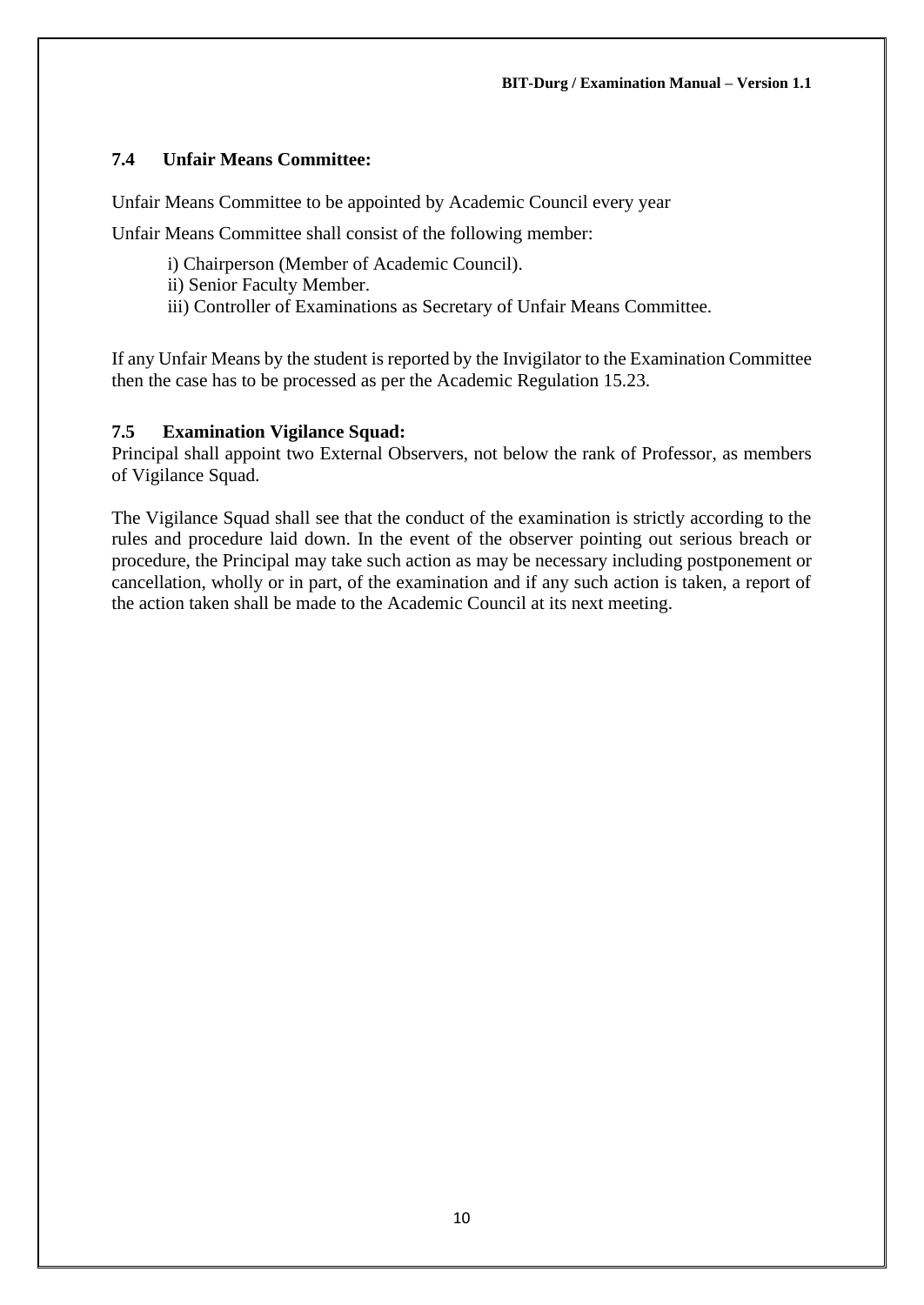### 7.4 Unfair Means Committee:

Unfair Means Committee to be appointed by Academic Council every year

Unfair Means Committee shall consist of the following member:

i) Chairperson (Member of Academic Council).
ii) Senior Faculty Member.
iii) Controller of Examinations as Secretary of Unfair Means Committee.

If any Unfair Means by the student is reported by the Invigilator to the Examination Committee then the case has to be processed as per the Academic Regulation 15.23.

### 7.5 Examination Vigilance Squad:

Principal shall appoint two External Observers, not below the rank of Professor, as members of Vigilance Squad.

The Vigilance Squad shall see that the conduct of the examination is strictly according to the rules and procedure laid down. In the event of the observer pointing out serious breach or procedure, the Principal may take such action as may be necessary including postponement or cancellation, wholly or in part, of the examination and if any such action is taken, a report of the action taken shall be made to the Academic Council at its next meeting.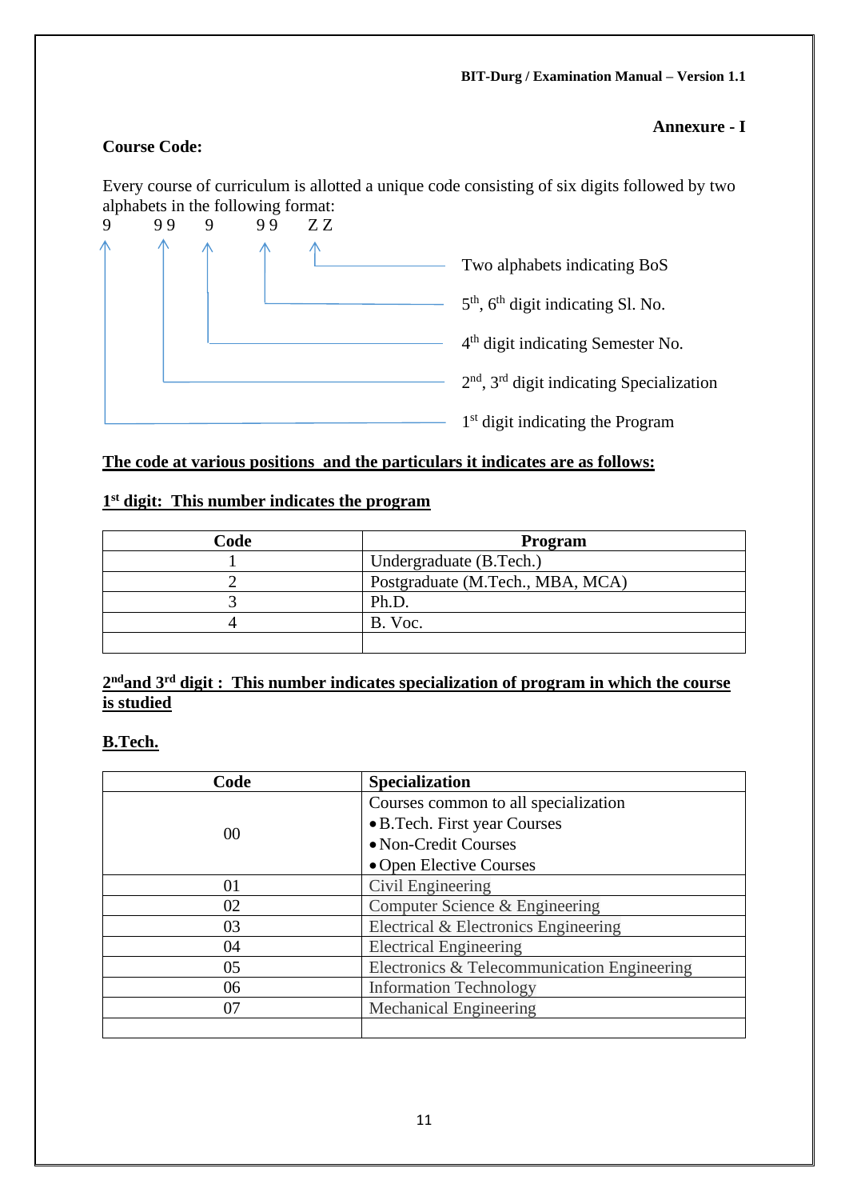Annexure - I

**Course Code:**

Every course of curriculum is allotted a unique code consisting of six digits followed by two alphabets in the following format:

```
9    9 9    9    9 9    Z Z
```

- Two alphabets indicating BoS
- 5th, 6th digit indicating Sl. No.
- 4th digit indicating Semester No.
- 2nd, 3rd digit indicating Specialization
- 1st digit indicating the Program

**The code at various positions and the particulars it indicates are as follows:**

**1st digit: This number indicates the program**

| Code | Program |
|---|---|
| 1 | Undergraduate (B.Tech.) |
| 2 | Postgraduate (M.Tech., MBA, MCA) |
| 3 | Ph.D. |
| 4 | B. Voc. |
| | |

**2nd and 3rd digit : This number indicates specialization of program in which the course is studied**

**B.Tech.**

| Code | Specialization |
|---|---|
| 00 | Courses common to all specialization<br>• B.Tech. First year Courses<br>• Non-Credit Courses<br>• Open Elective Courses |
| 01 | Civil Engineering |
| 02 | Computer Science & Engineering |
| 03 | Electrical & Electronics Engineering |
| 04 | Electrical Engineering |
| 05 | Electronics & Telecommunication Engineering |
| 06 | Information Technology |
| 07 | Mechanical Engineering |
| | |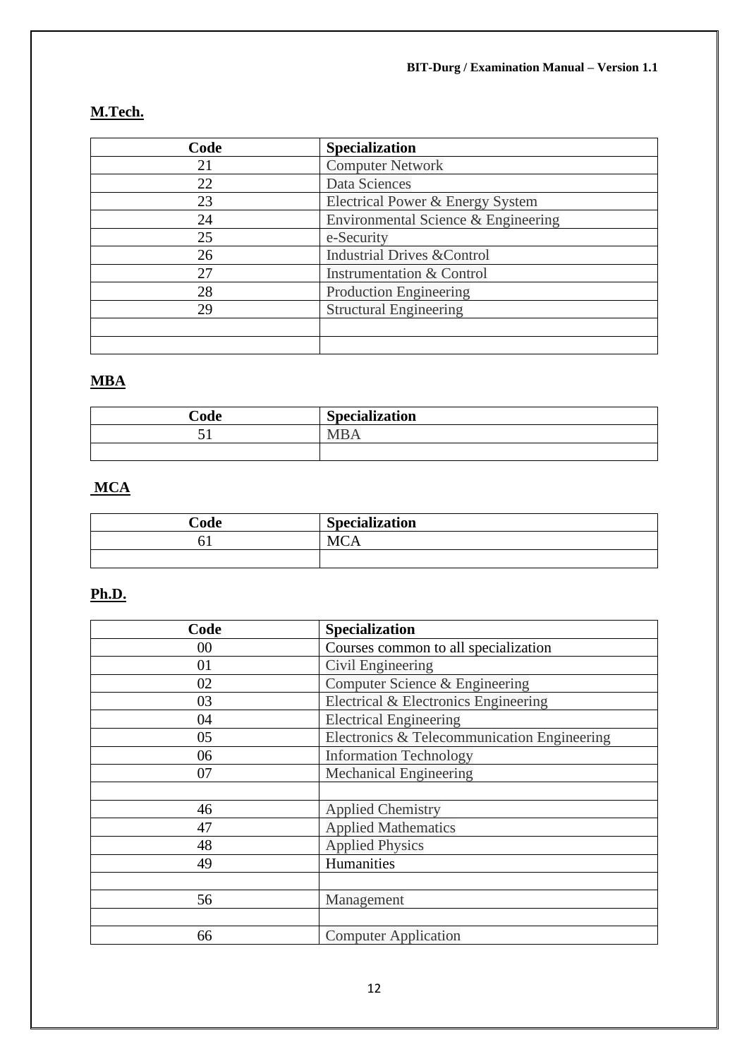**M.Tech.**

| Code | Specialization |
|---|---|
| 21 | Computer Network |
| 22 | Data Sciences |
| 23 | Electrical Power & Energy System |
| 24 | Environmental Science & Engineering |
| 25 | e-Security |
| 26 | Industrial Drives &Control |
| 27 | Instrumentation & Control |
| 28 | Production Engineering |
| 29 | Structural Engineering |
| | |
| | |

**MBA**

| Code | Specialization |
|---|---|
| 51 | MBA |
| | |

**MCA**

| Code | Specialization |
|---|---|
| 61 | MCA |
| | |

**Ph.D.**

| Code | Specialization |
|---|---|
| 00 | Courses common to all specialization |
| 01 | Civil Engineering |
| 02 | Computer Science & Engineering |
| 03 | Electrical & Electronics Engineering |
| 04 | Electrical Engineering |
| 05 | Electronics & Telecommunication Engineering |
| 06 | Information Technology |
| 07 | Mechanical Engineering |
| | |
| 46 | Applied Chemistry |
| 47 | Applied Mathematics |
| 48 | Applied Physics |
| 49 | Humanities |
| | |
| 56 | Management |
| | |
| 66 | Computer Application |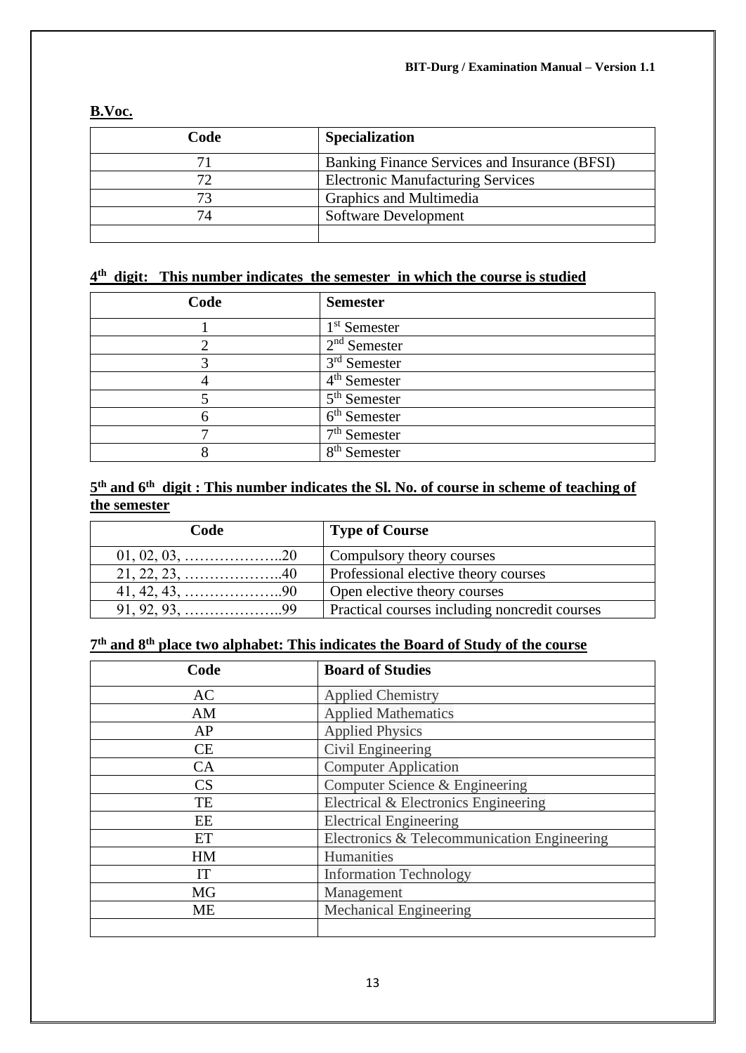**B.Voc.**

| Code | Specialization |
|---|---|
| 71 | Banking Finance Services and Insurance (BFSI) |
| 72 | Electronic Manufacturing Services |
| 73 | Graphics and Multimedia |
| 74 | Software Development |
| | |

**4th digit: This number indicates the semester in which the course is studied**

| Code | Semester |
|---|---|
| 1 | 1st Semester |
| 2 | 2nd Semester |
| 3 | 3rd Semester |
| 4 | 4th Semester |
| 5 | 5th Semester |
| 6 | 6th Semester |
| 7 | 7th Semester |
| 8 | 8th Semester |

**5th and 6th digit : This number indicates the Sl. No. of course in scheme of teaching of the semester**

| Code | Type of Course |
|---|---|
| 01, 02, 03, ………………..20 | Compulsory theory courses |
| 21, 22, 23, ………………..40 | Professional elective theory courses |
| 41, 42, 43, ………………..90 | Open elective theory courses |
| 91, 92, 93, ………………..99 | Practical courses including noncredit courses |

**7th and 8th place two alphabet: This indicates the Board of Study of the course**

| Code | Board of Studies |
|---|---|
| AC | Applied Chemistry |
| AM | Applied Mathematics |
| AP | Applied Physics |
| CE | Civil Engineering |
| CA | Computer Application |
| CS | Computer Science & Engineering |
| TE | Electrical & Electronics Engineering |
| EE | Electrical Engineering |
| ET | Electronics & Telecommunication Engineering |
| HM | Humanities |
| IT | Information Technology |
| MG | Management |
| ME | Mechanical Engineering |
| | |